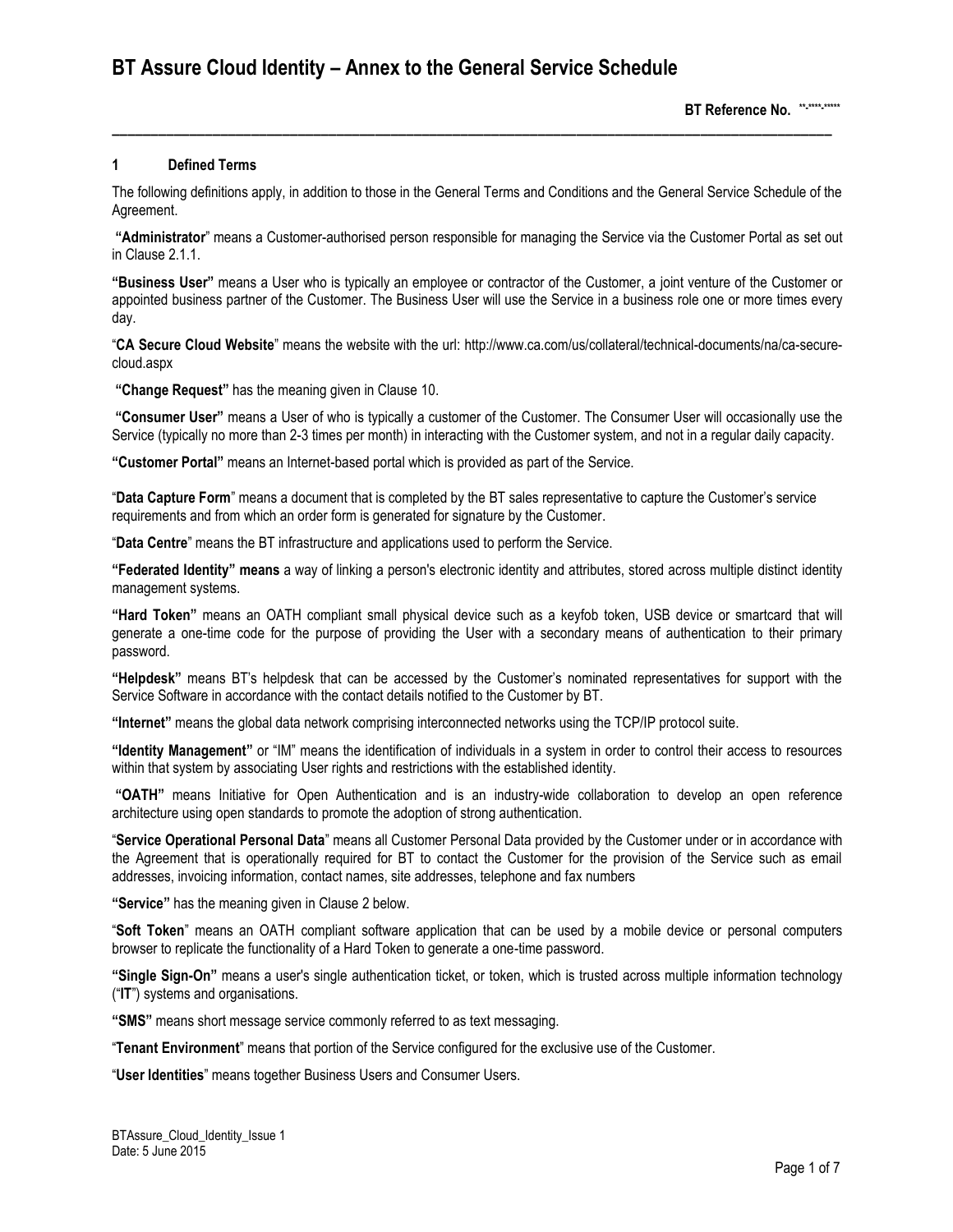# BT Assure Cloud Identity – Annex to the General Service Schedule

**BT Reference No.** **-****-*****

## 1 Defined Terms

The following definitions apply, in addition to those in the General Terms and Conditions and the General Service Schedule of the Agreement.

**"Administrator"** means a Customer-authorised person responsible for managing the Service via the Customer Portal as set out in Clause 2.1.1.

**"Business User"** means a User who is typically an employee or contractor of the Customer, a joint venture of the Customer or appointed business partner of the Customer. The Business User will use the Service in a business role one or more times every day.

"**CA Secure Cloud Website**" means the website with the url: http://www.ca.com/us/collateral/technical-documents/na/ca-secure-cloud.aspx

**"Change Request"** has the meaning given in Clause 10.

**"Consumer User"** means a User of who is typically a customer of the Customer. The Consumer User will occasionally use the Service (typically no more than 2-3 times per month) in interacting with the Customer system, and not in a regular daily capacity.

**"Customer Portal"** means an Internet-based portal which is provided as part of the Service.

"**Data Capture Form**" means a document that is completed by the BT sales representative to capture the Customer's service requirements and from which an order form is generated for signature by the Customer.

"**Data Centre**" means the BT infrastructure and applications used to perform the Service.

**"Federated Identity" means** a way of linking a person's electronic identity and attributes, stored across multiple distinct identity management systems.

**"Hard Token"** means an OATH compliant small physical device such as a keyfob token, USB device or smartcard that will generate a one-time code for the purpose of providing the User with a secondary means of authentication to their primary password.

**"Helpdesk"** means BT's helpdesk that can be accessed by the Customer's nominated representatives for support with the Service Software in accordance with the contact details notified to the Customer by BT.

**"Internet"** means the global data network comprising interconnected networks using the TCP/IP protocol suite.

**"Identity Management"** or "IM" means the identification of individuals in a system in order to control their access to resources within that system by associating User rights and restrictions with the established identity.

**"OATH"** means Initiative for Open Authentication and is an industry-wide collaboration to develop an open reference architecture using open standards to promote the adoption of strong authentication.

"**Service Operational Personal Data**" means all Customer Personal Data provided by the Customer under or in accordance with the Agreement that is operationally required for BT to contact the Customer for the provision of the Service such as email addresses, invoicing information, contact names, site addresses, telephone and fax numbers

**"Service"** has the meaning given in Clause 2 below.

"**Soft Token**" means an OATH compliant software application that can be used by a mobile device or personal computers browser to replicate the functionality of a Hard Token to generate a one-time password.

**"Single Sign-On"** means a user's single authentication ticket, or token, which is trusted across multiple information technology ("**IT**") systems and organisations.

**"SMS"** means short message service commonly referred to as text messaging.

"**Tenant Environment**" means that portion of the Service configured for the exclusive use of the Customer.

"**User Identities**" means together Business Users and Consumer Users.

BTAssure_Cloud_Identity_Issue 1
Date: 5 June 2015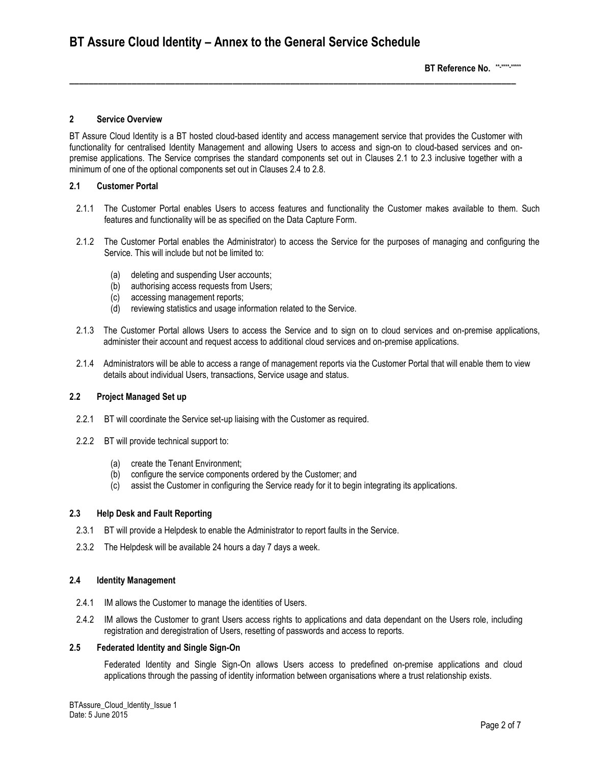## 2 Service Overview

BT Assure Cloud Identity is a BT hosted cloud-based identity and access management service that provides the Customer with functionality for centralised Identity Management and allowing Users to access and sign-on to cloud-based services and on-premise applications. The Service comprises the standard components set out in Clauses 2.1 to 2.3 inclusive together with a minimum of one of the optional components set out in Clauses 2.4 to 2.8.

### 2.1 Customer Portal

2.1.1 The Customer Portal enables Users to access features and functionality the Customer makes available to them. Such features and functionality will be as specified on the Data Capture Form.

2.1.2 The Customer Portal enables the Administrator) to access the Service for the purposes of managing and configuring the Service. This will include but not be limited to:

- (a) deleting and suspending User accounts;
- (b) authorising access requests from Users;
- (c) accessing management reports;
- (d) reviewing statistics and usage information related to the Service.

2.1.3 The Customer Portal allows Users to access the Service and to sign on to cloud services and on-premise applications, administer their account and request access to additional cloud services and on-premise applications.

2.1.4 Administrators will be able to access a range of management reports via the Customer Portal that will enable them to view details about individual Users, transactions, Service usage and status.

### 2.2 Project Managed Set up

2.2.1 BT will coordinate the Service set-up liaising with the Customer as required.

2.2.2 BT will provide technical support to:

- (a) create the Tenant Environment;
- (b) configure the service components ordered by the Customer; and
- (c) assist the Customer in configuring the Service ready for it to begin integrating its applications.

### 2.3 Help Desk and Fault Reporting

2.3.1 BT will provide a Helpdesk to enable the Administrator to report faults in the Service.

2.3.2 The Helpdesk will be available 24 hours a day 7 days a week.

### 2.4 Identity Management

2.4.1 IM allows the Customer to manage the identities of Users.

2.4.2 IM allows the Customer to grant Users access rights to applications and data dependant on the Users role, including registration and deregistration of Users, resetting of passwords and access to reports.

### 2.5 Federated Identity and Single Sign-On

Federated Identity and Single Sign-On allows Users access to predefined on-premise applications and cloud applications through the passing of identity information between organisations where a trust relationship exists.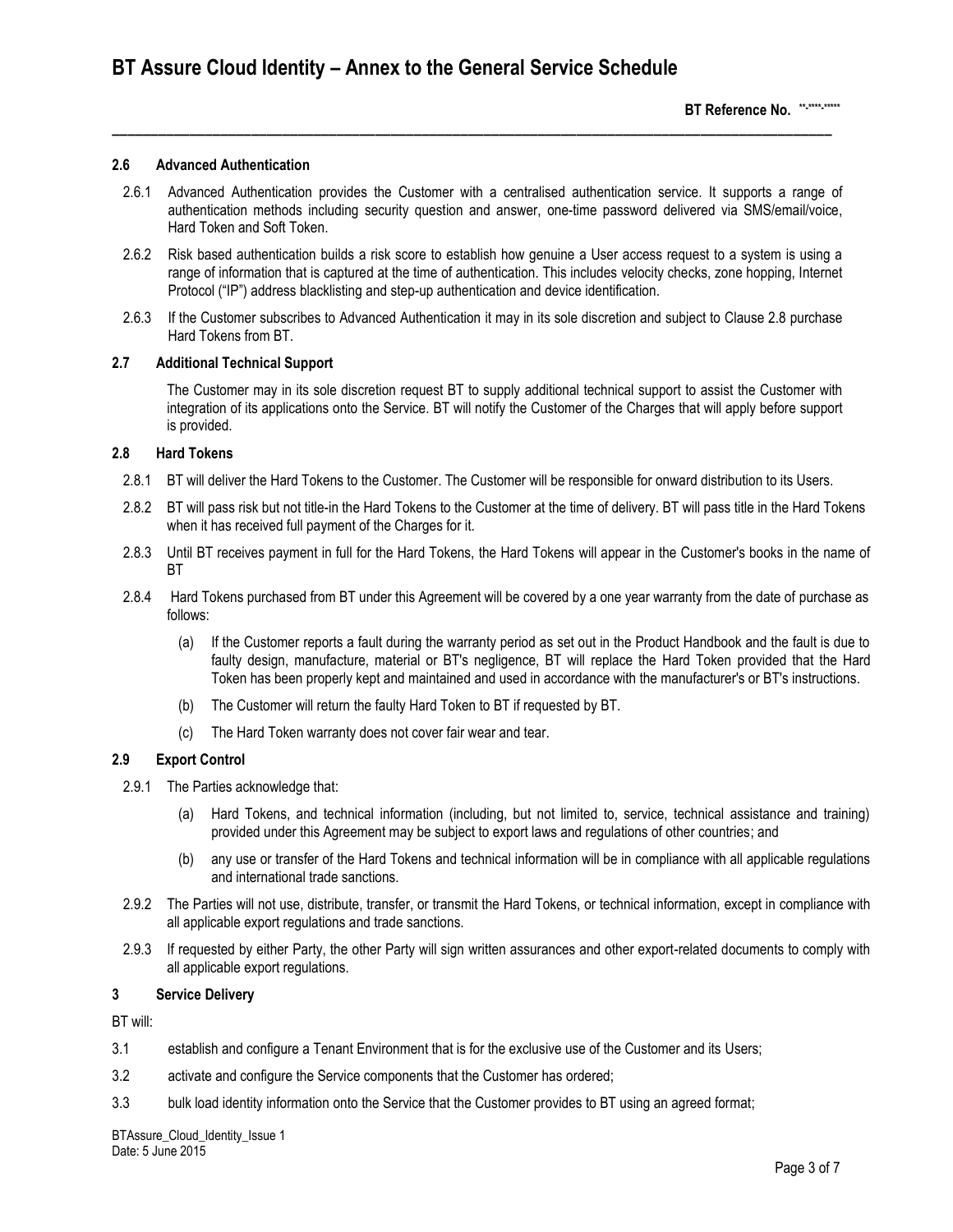### 2.6 Advanced Authentication

2.6.1 Advanced Authentication provides the Customer with a centralised authentication service. It supports a range of authentication methods including security question and answer, one-time password delivered via SMS/email/voice, Hard Token and Soft Token.

2.6.2 Risk based authentication builds a risk score to establish how genuine a User access request to a system is using a range of information that is captured at the time of authentication. This includes velocity checks, zone hopping, Internet Protocol ("IP") address blacklisting and step-up authentication and device identification.

2.6.3 If the Customer subscribes to Advanced Authentication it may in its sole discretion and subject to Clause 2.8 purchase Hard Tokens from BT.

### 2.7 Additional Technical Support

The Customer may in its sole discretion request BT to supply additional technical support to assist the Customer with integration of its applications onto the Service. BT will notify the Customer of the Charges that will apply before support is provided.

### 2.8 Hard Tokens

2.8.1 BT will deliver the Hard Tokens to the Customer. The Customer will be responsible for onward distribution to its Users.

2.8.2 BT will pass risk but not title-in the Hard Tokens to the Customer at the time of delivery. BT will pass title in the Hard Tokens when it has received full payment of the Charges for it.

2.8.3 Until BT receives payment in full for the Hard Tokens, the Hard Tokens will appear in the Customer's books in the name of BT

2.8.4 Hard Tokens purchased from BT under this Agreement will be covered by a one year warranty from the date of purchase as follows:

(a) If the Customer reports a fault during the warranty period as set out in the Product Handbook and the fault is due to faulty design, manufacture, material or BT's negligence, BT will replace the Hard Token provided that the Hard Token has been properly kept and maintained and used in accordance with the manufacturer's or BT's instructions.

(b) The Customer will return the faulty Hard Token to BT if requested by BT.

(c) The Hard Token warranty does not cover fair wear and tear.

### 2.9 Export Control

2.9.1 The Parties acknowledge that:

(a) Hard Tokens, and technical information (including, but not limited to, service, technical assistance and training) provided under this Agreement may be subject to export laws and regulations of other countries; and

(b) any use or transfer of the Hard Tokens and technical information will be in compliance with all applicable regulations and international trade sanctions.

2.9.2 The Parties will not use, distribute, transfer, or transmit the Hard Tokens, or technical information, except in compliance with all applicable export regulations and trade sanctions.

2.9.3 If requested by either Party, the other Party will sign written assurances and other export-related documents to comply with all applicable export regulations.

## 3 Service Delivery

BT will:

3.1 establish and configure a Tenant Environment that is for the exclusive use of the Customer and its Users;

3.2 activate and configure the Service components that the Customer has ordered;

3.3 bulk load identity information onto the Service that the Customer provides to BT using an agreed format;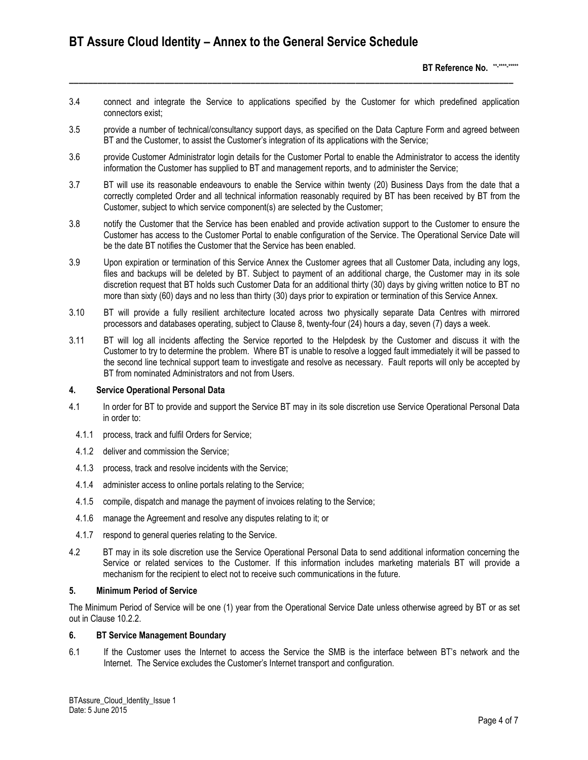3.4 connect and integrate the Service to applications specified by the Customer for which predefined application connectors exist;

3.5 provide a number of technical/consultancy support days, as specified on the Data Capture Form and agreed between BT and the Customer, to assist the Customer's integration of its applications with the Service;

3.6 provide Customer Administrator login details for the Customer Portal to enable the Administrator to access the identity information the Customer has supplied to BT and management reports, and to administer the Service;

3.7 BT will use its reasonable endeavours to enable the Service within twenty (20) Business Days from the date that a correctly completed Order and all technical information reasonably required by BT has been received by BT from the Customer, subject to which service component(s) are selected by the Customer;

3.8 notify the Customer that the Service has been enabled and provide activation support to the Customer to ensure the Customer has access to the Customer Portal to enable configuration of the Service. The Operational Service Date will be the date BT notifies the Customer that the Service has been enabled.

3.9 Upon expiration or termination of this Service Annex the Customer agrees that all Customer Data, including any logs, files and backups will be deleted by BT. Subject to payment of an additional charge, the Customer may in its sole discretion request that BT holds such Customer Data for an additional thirty (30) days by giving written notice to BT no more than sixty (60) days and no less than thirty (30) days prior to expiration or termination of this Service Annex.

3.10 BT will provide a fully resilient architecture located across two physically separate Data Centres with mirrored processors and databases operating, subject to Clause 8, twenty-four (24) hours a day, seven (7) days a week.

3.11 BT will log all incidents affecting the Service reported to the Helpdesk by the Customer and discuss it with the Customer to try to determine the problem. Where BT is unable to resolve a logged fault immediately it will be passed to the second line technical support team to investigate and resolve as necessary. Fault reports will only be accepted by BT from nominated Administrators and not from Users.

## 4. Service Operational Personal Data

4.1 In order for BT to provide and support the Service BT may in its sole discretion use Service Operational Personal Data in order to:

- 4.1.1 process, track and fulfil Orders for Service;
- 4.1.2 deliver and commission the Service;
- 4.1.3 process, track and resolve incidents with the Service;
- 4.1.4 administer access to online portals relating to the Service;
- 4.1.5 compile, dispatch and manage the payment of invoices relating to the Service;
- 4.1.6 manage the Agreement and resolve any disputes relating to it; or
- 4.1.7 respond to general queries relating to the Service.

4.2 BT may in its sole discretion use the Service Operational Personal Data to send additional information concerning the Service or related services to the Customer. If this information includes marketing materials BT will provide a mechanism for the recipient to elect not to receive such communications in the future.

## 5. Minimum Period of Service

The Minimum Period of Service will be one (1) year from the Operational Service Date unless otherwise agreed by BT or as set out in Clause 10.2.2.

## 6. BT Service Management Boundary

6.1 If the Customer uses the Internet to access the Service the SMB is the interface between BT's network and the Internet. The Service excludes the Customer's Internet transport and configuration.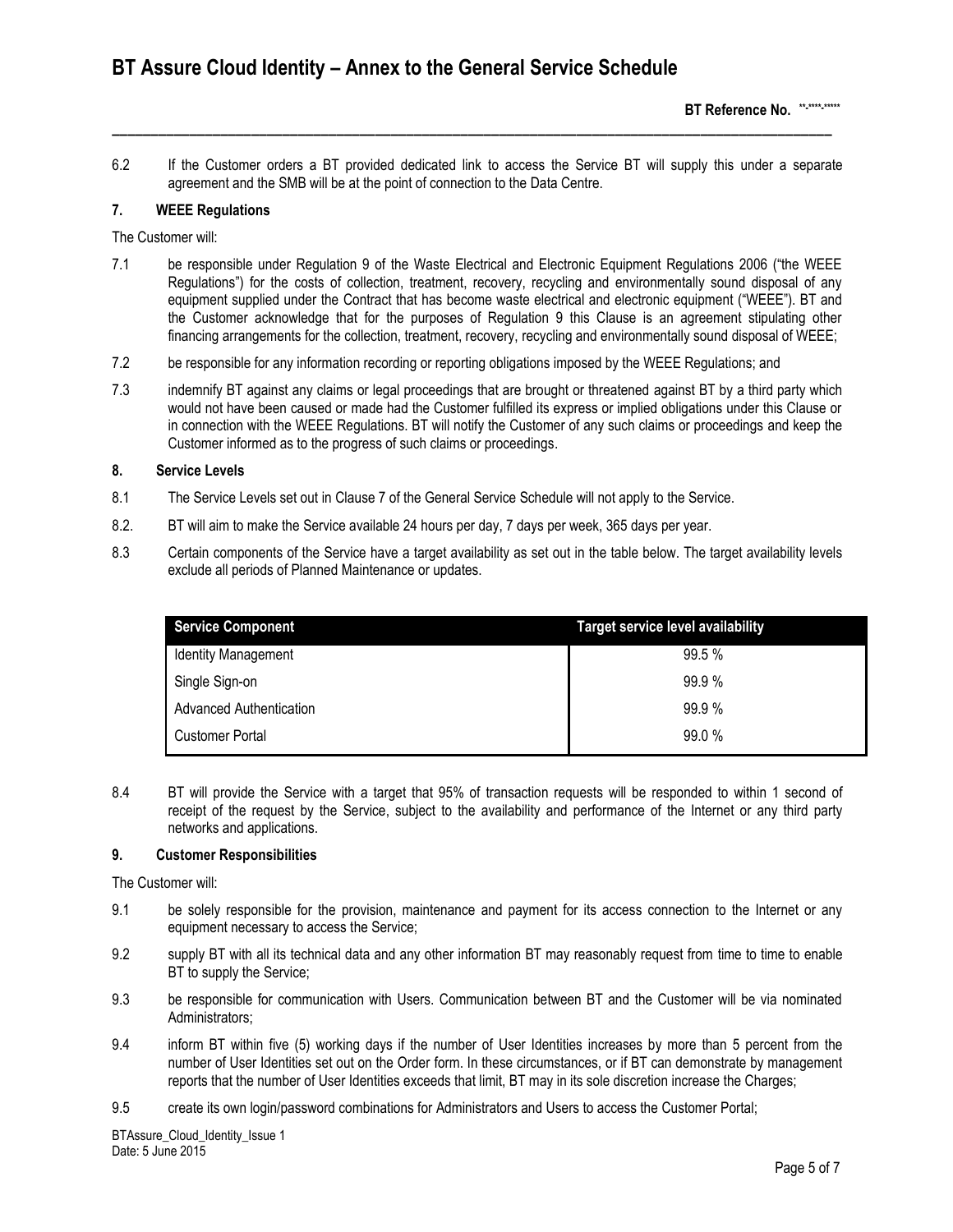6.2 If the Customer orders a BT provided dedicated link to access the Service BT will supply this under a separate agreement and the SMB will be at the point of connection to the Data Centre.

## 7. WEEE Regulations

The Customer will:

7.1 be responsible under Regulation 9 of the Waste Electrical and Electronic Equipment Regulations 2006 ("the WEEE Regulations") for the costs of collection, treatment, recovery, recycling and environmentally sound disposal of any equipment supplied under the Contract that has become waste electrical and electronic equipment ("WEEE"). BT and the Customer acknowledge that for the purposes of Regulation 9 this Clause is an agreement stipulating other financing arrangements for the collection, treatment, recovery, recycling and environmentally sound disposal of WEEE;

7.2 be responsible for any information recording or reporting obligations imposed by the WEEE Regulations; and

7.3 indemnify BT against any claims or legal proceedings that are brought or threatened against BT by a third party which would not have been caused or made had the Customer fulfilled its express or implied obligations under this Clause or in connection with the WEEE Regulations. BT will notify the Customer of any such claims or proceedings and keep the Customer informed as to the progress of such claims or proceedings.

## 8. Service Levels

8.1 The Service Levels set out in Clause 7 of the General Service Schedule will not apply to the Service.

8.2. BT will aim to make the Service available 24 hours per day, 7 days per week, 365 days per year.

8.3 Certain components of the Service have a target availability as set out in the table below. The target availability levels exclude all periods of Planned Maintenance or updates.

| Service Component | Target service level availability |
|---|---|
| Identity Management | 99.5 % |
| Single Sign-on | 99.9 % |
| Advanced Authentication | 99.9 % |
| Customer Portal | 99.0 % |

8.4 BT will provide the Service with a target that 95% of transaction requests will be responded to within 1 second of receipt of the request by the Service, subject to the availability and performance of the Internet or any third party networks and applications.

## 9. Customer Responsibilities

The Customer will:

9.1 be solely responsible for the provision, maintenance and payment for its access connection to the Internet or any equipment necessary to access the Service;

9.2 supply BT with all its technical data and any other information BT may reasonably request from time to time to enable BT to supply the Service;

9.3 be responsible for communication with Users. Communication between BT and the Customer will be via nominated Administrators;

9.4 inform BT within five (5) working days if the number of User Identities increases by more than 5 percent from the number of User Identities set out on the Order form. In these circumstances, or if BT can demonstrate by management reports that the number of User Identities exceeds that limit, BT may in its sole discretion increase the Charges;

9.5 create its own login/password combinations for Administrators and Users to access the Customer Portal;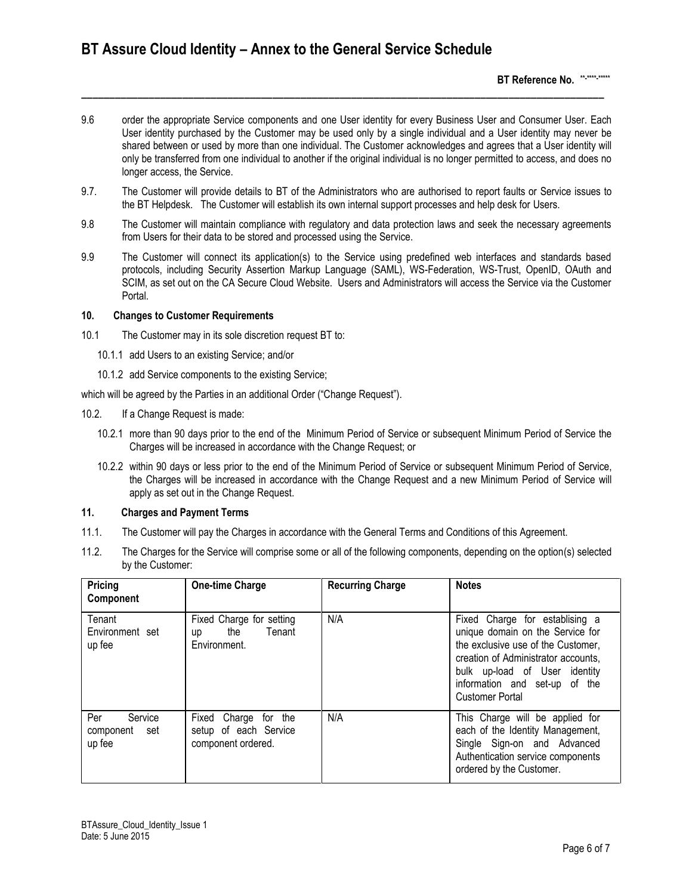9.6 order the appropriate Service components and one User identity for every Business User and Consumer User. Each User identity purchased by the Customer may be used only by a single individual and a User identity may never be shared between or used by more than one individual. The Customer acknowledges and agrees that a User identity will only be transferred from one individual to another if the original individual is no longer permitted to access, and does no longer access, the Service.

9.7. The Customer will provide details to BT of the Administrators who are authorised to report faults or Service issues to the BT Helpdesk. The Customer will establish its own internal support processes and help desk for Users.

9.8 The Customer will maintain compliance with regulatory and data protection laws and seek the necessary agreements from Users for their data to be stored and processed using the Service.

9.9 The Customer will connect its application(s) to the Service using predefined web interfaces and standards based protocols, including Security Assertion Markup Language (SAML), WS-Federation, WS-Trust, OpenID, OAuth and SCIM, as set out on the CA Secure Cloud Website. Users and Administrators will access the Service via the Customer Portal.

## 10. Changes to Customer Requirements

10.1 The Customer may in its sole discretion request BT to:

10.1.1 add Users to an existing Service; and/or

10.1.2 add Service components to the existing Service;

which will be agreed by the Parties in an additional Order ("Change Request").

10.2. If a Change Request is made:

10.2.1 more than 90 days prior to the end of the Minimum Period of Service or subsequent Minimum Period of Service the Charges will be increased in accordance with the Change Request; or

10.2.2 within 90 days or less prior to the end of the Minimum Period of Service or subsequent Minimum Period of Service, the Charges will be increased in accordance with the Change Request and a new Minimum Period of Service will apply as set out in the Change Request.

## 11. Charges and Payment Terms

11.1. The Customer will pay the Charges in accordance with the General Terms and Conditions of this Agreement.

11.2. The Charges for the Service will comprise some or all of the following components, depending on the option(s) selected by the Customer:

| Pricing Component | One-time Charge | Recurring Charge | Notes |
|---|---|---|---|
| Tenant Environment set up fee | Fixed Charge for setting up the Tenant Environment. | N/A | Fixed Charge for establising a unique domain on the Service for the exclusive use of the Customer, creation of Administrator accounts, bulk up-load of User identity information and set-up of the Customer Portal |
| Per Service component set up fee | Fixed Charge for the setup of each Service component ordered. | N/A | This Charge will be applied for each of the Identity Management, Single Sign-on and Advanced Authentication service components ordered by the Customer. |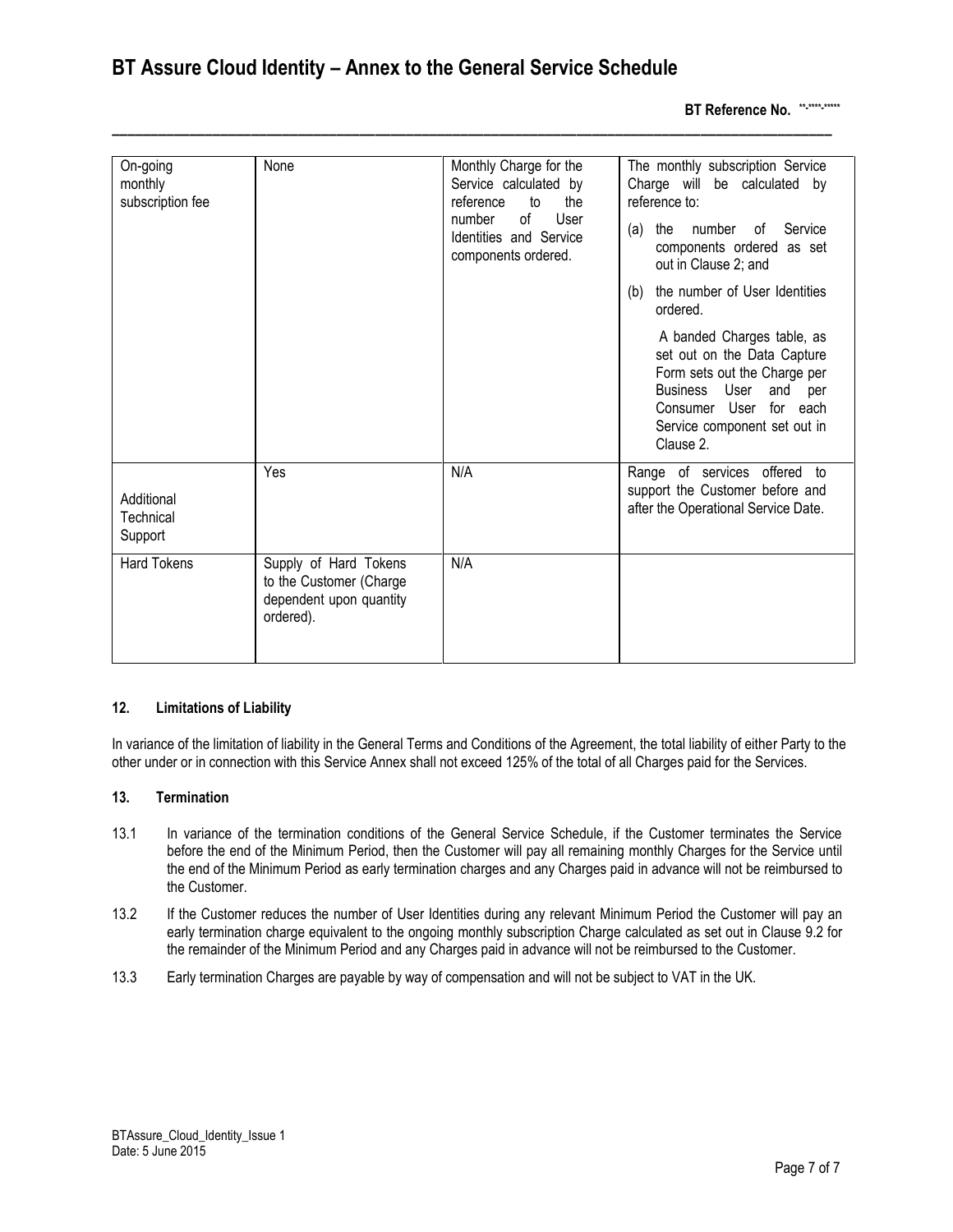| | | | |
|---|---|---|---|
| On-going monthly subscription fee | None | Monthly Charge for the Service calculated by reference to the number of User Identities and Service components ordered. | The monthly subscription Service Charge will be calculated by reference to:<br>(a) the number of Service components ordered as set out in Clause 2; and<br>(b) the number of User Identities ordered.<br>A banded Charges table, as set out on the Data Capture Form sets out the Charge per Business User and per Consumer User for each Service component set out in Clause 2. |
| Additional Technical Support | Yes | N/A | Range of services offered to support the Customer before and after the Operational Service Date. |
| Hard Tokens | Supply of Hard Tokens to the Customer (Charge dependent upon quantity ordered). | N/A | |

### 12. Limitations of Liability

In variance of the limitation of liability in the General Terms and Conditions of the Agreement, the total liability of either Party to the other under or in connection with this Service Annex shall not exceed 125% of the total of all Charges paid for the Services.

### 13. Termination

13.1 In variance of the termination conditions of the General Service Schedule, if the Customer terminates the Service before the end of the Minimum Period, then the Customer will pay all remaining monthly Charges for the Service until the end of the Minimum Period as early termination charges and any Charges paid in advance will not be reimbursed to the Customer.

13.2 If the Customer reduces the number of User Identities during any relevant Minimum Period the Customer will pay an early termination charge equivalent to the ongoing monthly subscription Charge calculated as set out in Clause 9.2 for the remainder of the Minimum Period and any Charges paid in advance will not be reimbursed to the Customer.

13.3 Early termination Charges are payable by way of compensation and will not be subject to VAT in the UK.

BTAssure_Cloud_Identity_Issue 1
Date: 5 June 2015